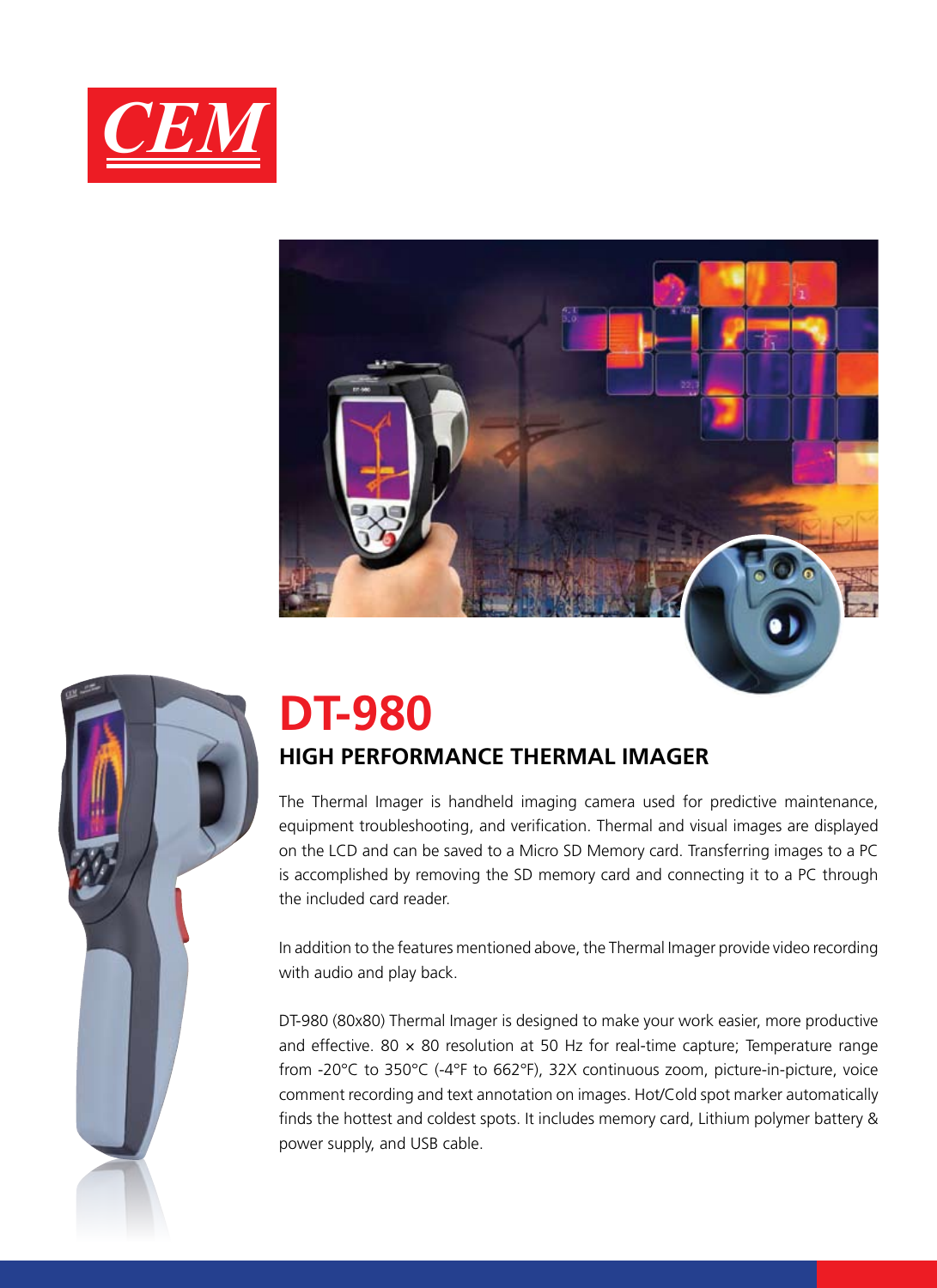CEM

# DT-980

## HIGH PERFORMANCE THERMAL IMAGER

The Thermal Imager is handheld imaging camera used for predictive maintenance, equipment troubleshooting, and verification. Thermal and visual images are displayed on the LCD and can be saved to a Micro SD Memory card. Transferring images to a PC is accomplished by removing the SD memory card and connecting it to a PC through the included card reader.

In addition to the features mentioned above, the Thermal Imager provide video recording with audio and play back.

DT-980 (80x80) Thermal Imager is designed to make your work easier, more productive and effective. 80 × 80 resolution at 50 Hz for real-time capture; Temperature range from -20°C to 350°C (-4°F to 662°F), 32X continuous zoom, picture-in-picture, voice comment recording and text annotation on images. Hot/Cold spot marker automatically finds the hottest and coldest spots. It includes memory card, Lithium polymer battery & power supply, and USB cable.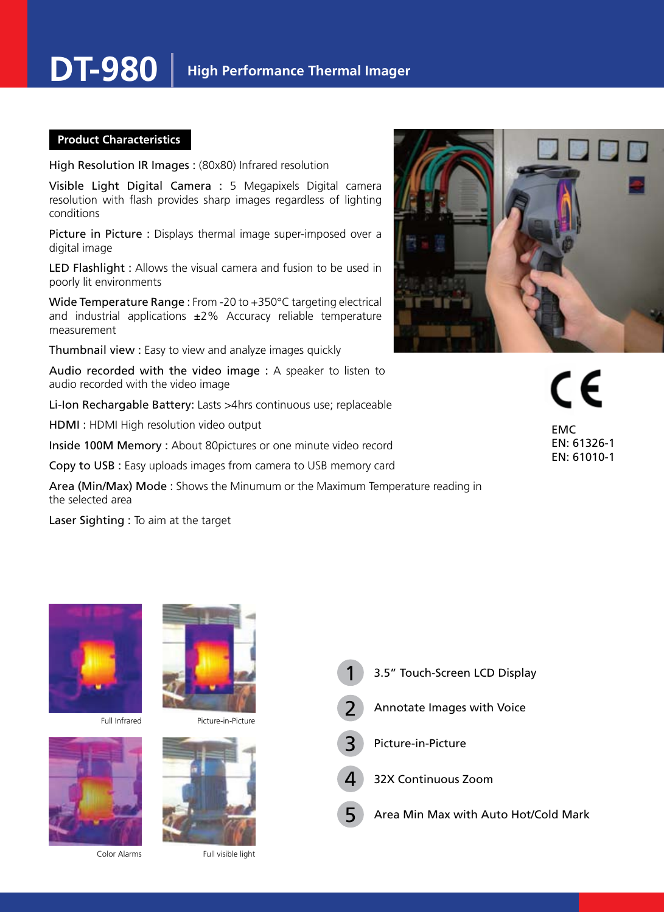# DT-980 | High Performance Thermal Imager

## Product Characteristics

**High Resolution IR Images :** (80x80) Infrared resolution

**Visible Light Digital Camera :** 5 Megapixels Digital camera resolution with flash provides sharp images regardless of lighting conditions

**Picture in Picture :** Displays thermal image super-imposed over a digital image

**LED Flashlight :** Allows the visual camera and fusion to be used in poorly lit environments

**Wide Temperature Range :** From -20 to +350°C targeting electrical and industrial applications ±2% Accuracy reliable temperature measurement

**Thumbnail view :** Easy to view and analyze images quickly

**Audio recorded with the video image :** A speaker to listen to audio recorded with the video image

**Li-Ion Rechargable Battery:** Lasts >4hrs continuous use; replaceable

**HDMI :** HDMI High resolution video output

**Inside 100M Memory :** About 80pictures or one minute video record

**Copy to USB :** Easy uploads images from camera to USB memory card

**Area (Min/Max) Mode :** Shows the Minumum or the Maximum Temperature reading in the selected area

**Laser Sighting :** To aim at the target

CE

EMC
EN: 61326-1
EN: 61010-1

Full Infrared

Picture-in-Picture

Color Alarms

Full visible light

1. 3.5" Touch-Screen LCD Display
2. Annotate Images with Voice
3. Picture-in-Picture
4. 32X Continuous Zoom
5. Area Min Max with Auto Hot/Cold Mark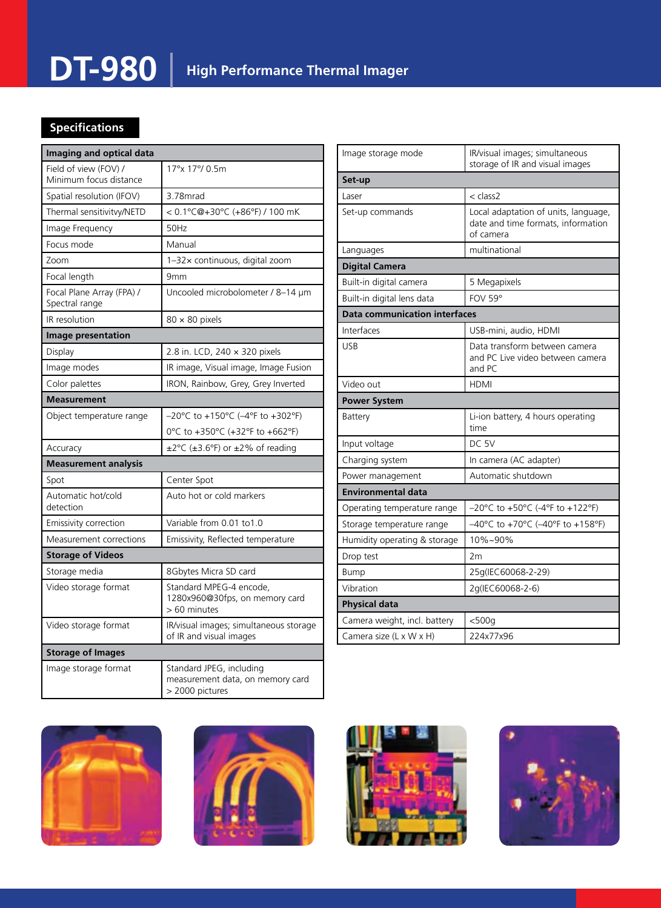# DT-980 | High Performance Thermal Imager

## Specifications

| Imaging and optical data | |
|---|---|
| Field of view (FOV) / Minimum focus distance | 17°x 17°/ 0.5m |
| Spatial resolution (IFOV) | 3.78mrad |
| Thermal sensitivitvy/NETD | < 0.1°C@+30°C (+86°F) / 100 mK |
| Image Frequency | 50Hz |
| Focus mode | Manual |
| Zoom | 1–32× continuous, digital zoom |
| Focal length | 9mm |
| Focal Plane Array (FPA) / Spectral range | Uncooled microbolometer / 8–14 µm |
| IR resolution | 80 × 80 pixels |
| **Image presentation** | |
| Display | 2.8 in. LCD, 240 × 320 pixels |
| Image modes | IR image, Visual image, Image Fusion |
| Color palettes | IRON, Rainbow, Grey, Grey Inverted |
| **Measurement** | |
| Object temperature range | –20°C to +150°C (–4°F to +302°F)<br>0°C to +350°C (+32°F to +662°F) |
| Accuracy | ±2°C (±3.6°F) or ±2% of reading |
| **Measurement analysis** | |
| Spot | Center Spot |
| Automatic hot/cold detection | Auto hot or cold markers |
| Emissivity correction | Variable from 0.01 to1.0 |
| Measurement corrections | Emissivity, Reflected temperature |
| **Storage of Videos** | |
| Storage media | 8Gbytes Micra SD card |
| Video storage format | Standard MPEG-4 encode, 1280x960@30fps, on memory card > 60 minutes |
| Video storage format | IR/visual images; simultaneous storage of IR and visual images |
| **Storage of Images** | |
| Image storage format | Standard JPEG, including measurement data, on memory card > 2000 pictures |
| Image storage mode | IR/visual images; simultaneous storage of IR and visual images |
| **Set-up** | |
| Laser | < class2 |
| Set-up commands | Local adaptation of units, language, date and time formats, information of camera |
| Languages | multinational |
| **Digital Camera** | |
| Built-in digital camera | 5 Megapixels |
| Built-in digital lens data | FOV 59° |
| **Data communication interfaces** | |
| Interfaces | USB-mini, audio, HDMI |
| USB | Data transform between camera and PC Live video between camera and PC |
| Video out | HDMI |
| **Power System** | |
| Battery | Li-ion battery, 4 hours operating time |
| Input voltage | DC 5V |
| Charging system | In camera (AC adapter) |
| Power management | Automatic shutdown |
| **Environmental data** | |
| Operating temperature range | –20°C to +50°C (-4°F to +122°F) |
| Storage temperature range | –40°C to +70°C (–40°F to +158°F) |
| Humidity operating & storage | 10%~90% |
| Drop test | 2m |
| Bump | 25g(IEC60068-2-29) |
| Vibration | 2g(IEC60068-2-6) |
| **Physical data** | |
| Camera weight, incl. battery | <500g |
| Camera size (L x W x H) | 224x77x96 |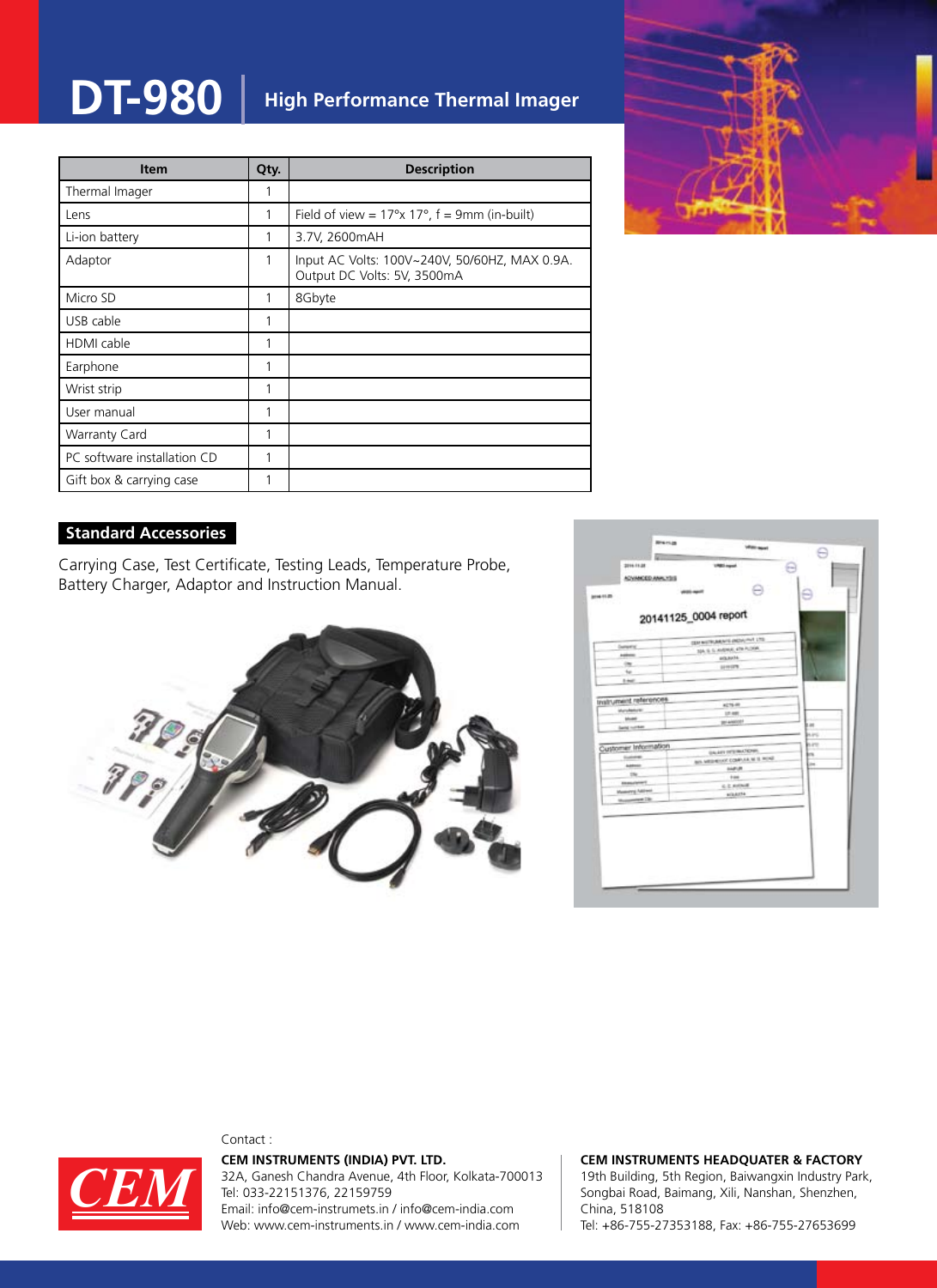# DT-980 | High Performance Thermal Imager

| Item | Qty. | Description |
|---|---|---|
| Thermal Imager | 1 | |
| Lens | 1 | Field of view = 17°x 17°, f = 9mm (in-built) |
| Li-ion battery | 1 | 3.7V, 2600mAH |
| Adaptor | 1 | Input AC Volts: 100V~240V, 50/60HZ, MAX 0.9A. Output DC Volts: 5V, 3500mA |
| Micro SD | 1 | 8Gbyte |
| USB cable | 1 | |
| HDMI cable | 1 | |
| Earphone | 1 | |
| Wrist strip | 1 | |
| User manual | 1 | |
| Warranty Card | 1 | |
| PC software installation CD | 1 | |
| Gift box & carrying case | 1 | |

## Standard Accessories

Carrying Case, Test Certificate, Testing Leads, Temperature Probe, Battery Charger, Adaptor and Instruction Manual.

Contact :

**CEM INSTRUMENTS (INDIA) PVT. LTD.**
32A, Ganesh Chandra Avenue, 4th Floor, Kolkata-700013
Tel: 033-22151376, 22159759
Email: info@cem-instrumets.in / info@cem-india.com
Web: www.cem-instruments.in / www.cem-india.com

**CEM INSTRUMENTS HEADQUATER & FACTORY**
19th Building, 5th Region, Baiwangxin Industry Park, Songbai Road, Baimang, Xili, Nanshan, Shenzhen, China, 518108
Tel: +86-755-27353188, Fax: +86-755-27653699